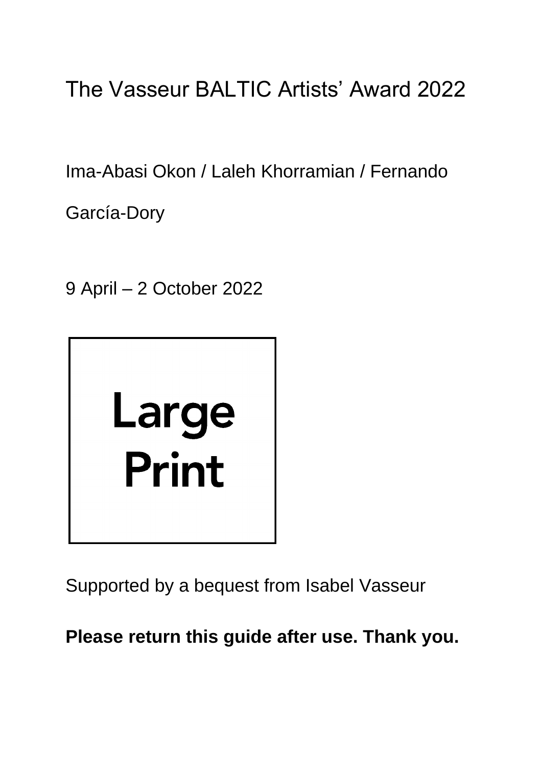# The Vasseur BALTIC Artists' Award 2022

Ima-Abasi Okon / Laleh Khorramian / Fernando García-Dory

9 April – 2 October 2022

Large Print

Supported by a bequest from Isabel Vasseur

**Please return this guide after use. Thank you.**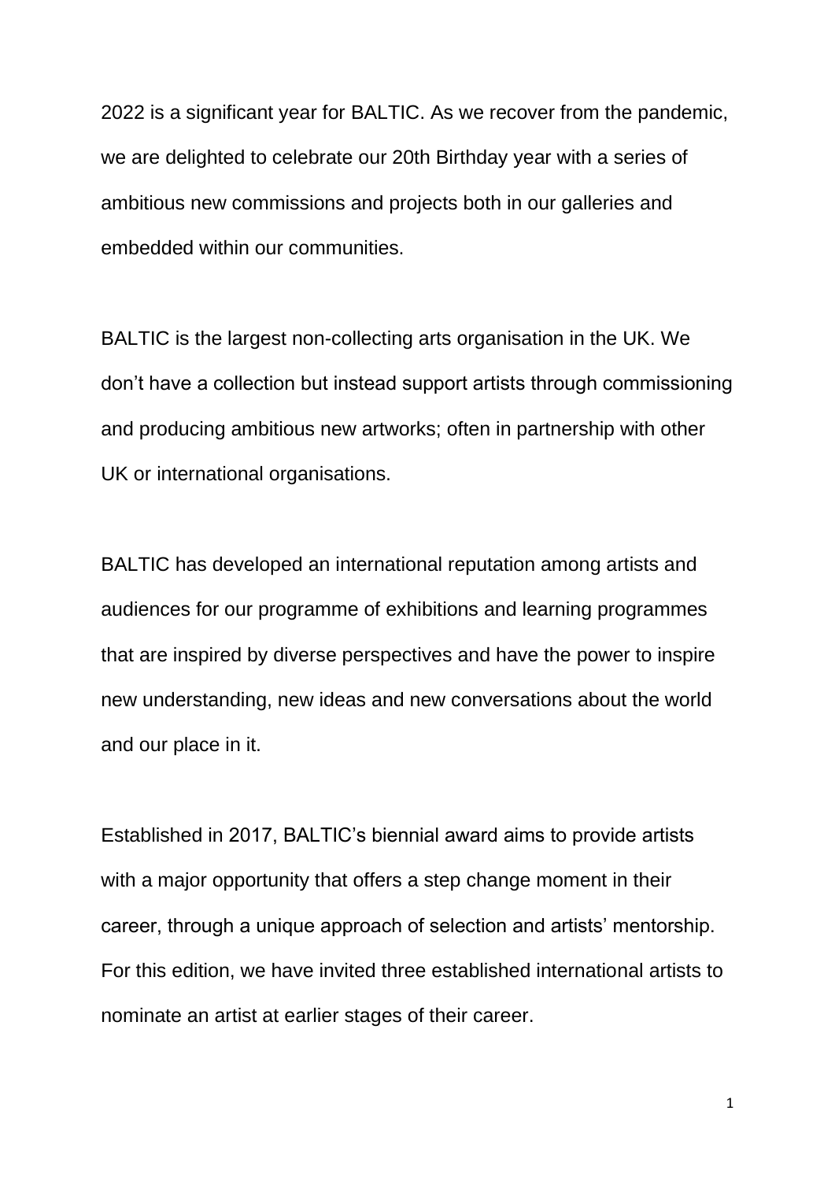2022 is a significant year for BALTIC. As we recover from the pandemic, we are delighted to celebrate our 20th Birthday year with a series of ambitious new commissions and projects both in our galleries and embedded within our communities.

BALTIC is the largest non-collecting arts organisation in the UK. We don't have a collection but instead support artists through commissioning and producing ambitious new artworks; often in partnership with other UK or international organisations.

BALTIC has developed an international reputation among artists and audiences for our programme of exhibitions and learning programmes that are inspired by diverse perspectives and have the power to inspire new understanding, new ideas and new conversations about the world and our place in it.

Established in 2017, BALTIC's biennial award aims to provide artists with a major opportunity that offers a step change moment in their career, through a unique approach of selection and artists' mentorship. For this edition, we have invited three established international artists to nominate an artist at earlier stages of their career.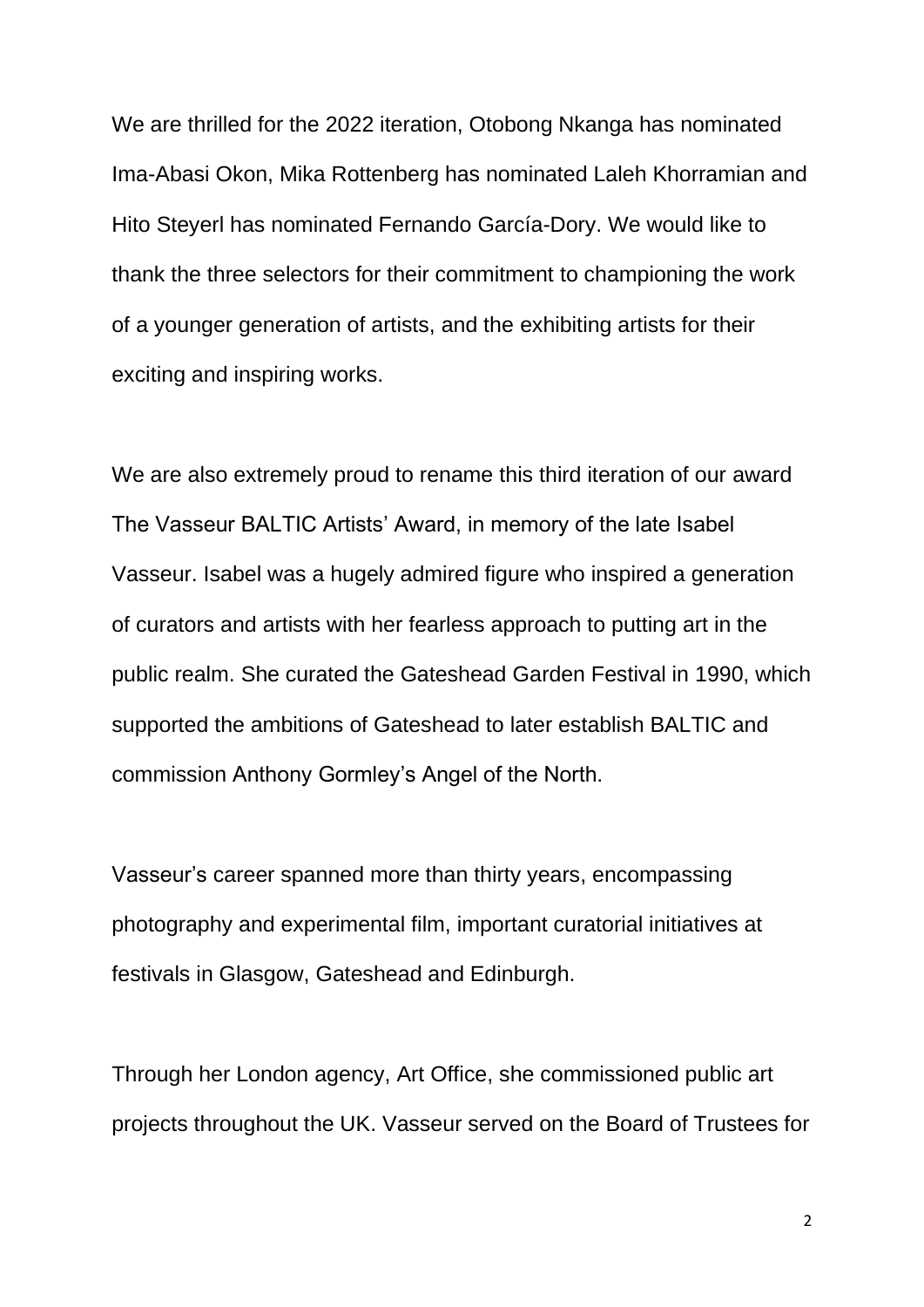We are thrilled for the 2022 iteration, Otobong Nkanga has nominated Ima-Abasi Okon, Mika Rottenberg has nominated Laleh Khorramian and Hito Steyerl has nominated Fernando García-Dory. We would like to thank the three selectors for their commitment to championing the work of a younger generation of artists, and the exhibiting artists for their exciting and inspiring works.

We are also extremely proud to rename this third iteration of our award The Vasseur BALTIC Artists' Award, in memory of the late Isabel Vasseur. Isabel was a hugely admired figure who inspired a generation of curators and artists with her fearless approach to putting art in the public realm. She curated the Gateshead Garden Festival in 1990, which supported the ambitions of Gateshead to later establish BALTIC and commission Anthony Gormley's Angel of the North.

Vasseur's career spanned more than thirty years, encompassing photography and experimental film, important curatorial initiatives at festivals in Glasgow, Gateshead and Edinburgh.

Through her London agency, Art Office, she commissioned public art projects throughout the UK. Vasseur served on the Board of Trustees for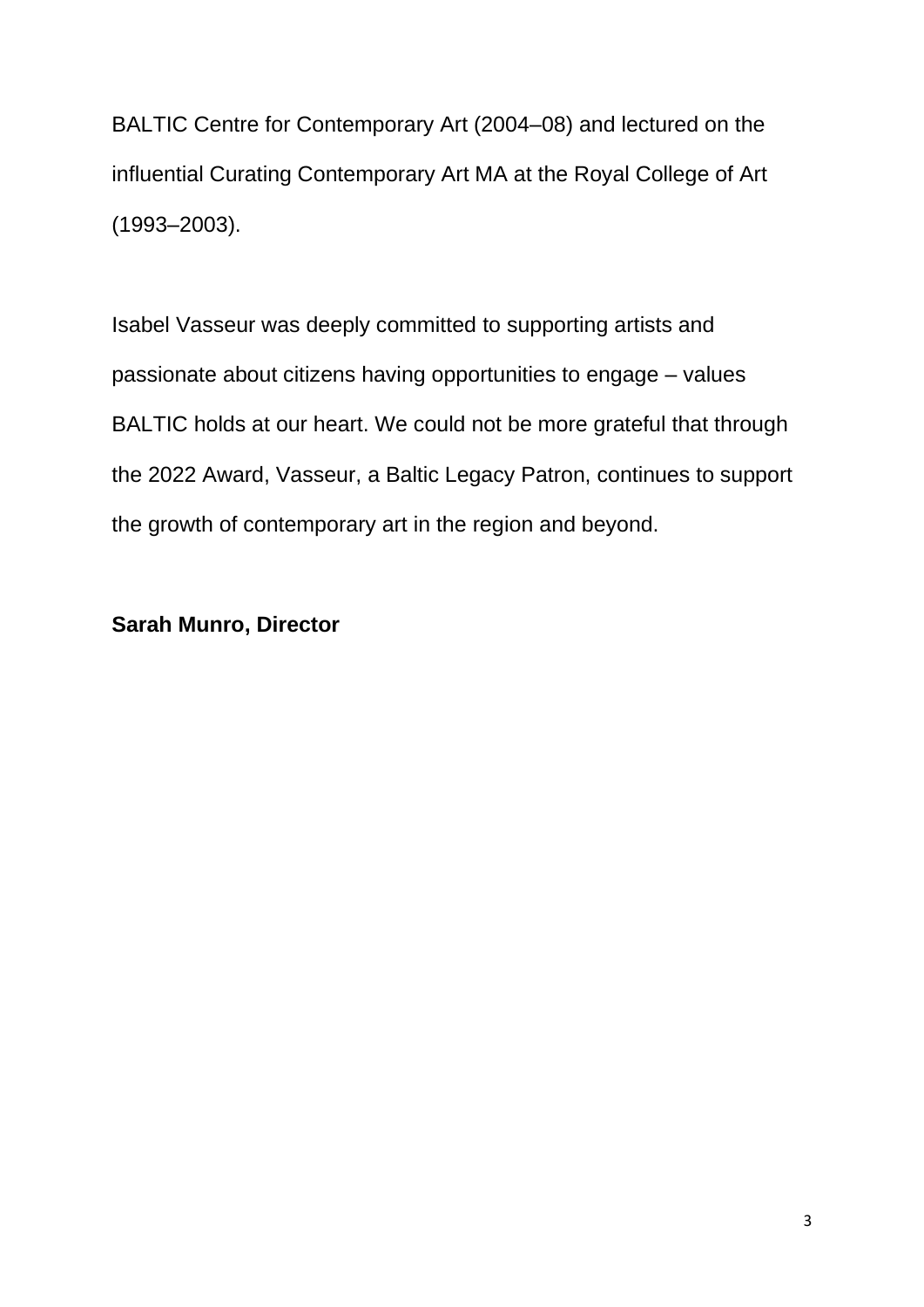BALTIC Centre for Contemporary Art (2004–08) and lectured on the influential Curating Contemporary Art MA at the Royal College of Art (1993–2003).

Isabel Vasseur was deeply committed to supporting artists and passionate about citizens having opportunities to engage – values BALTIC holds at our heart. We could not be more grateful that through the 2022 Award, Vasseur, a Baltic Legacy Patron, continues to support the growth of contemporary art in the region and beyond.

**Sarah Munro, Director**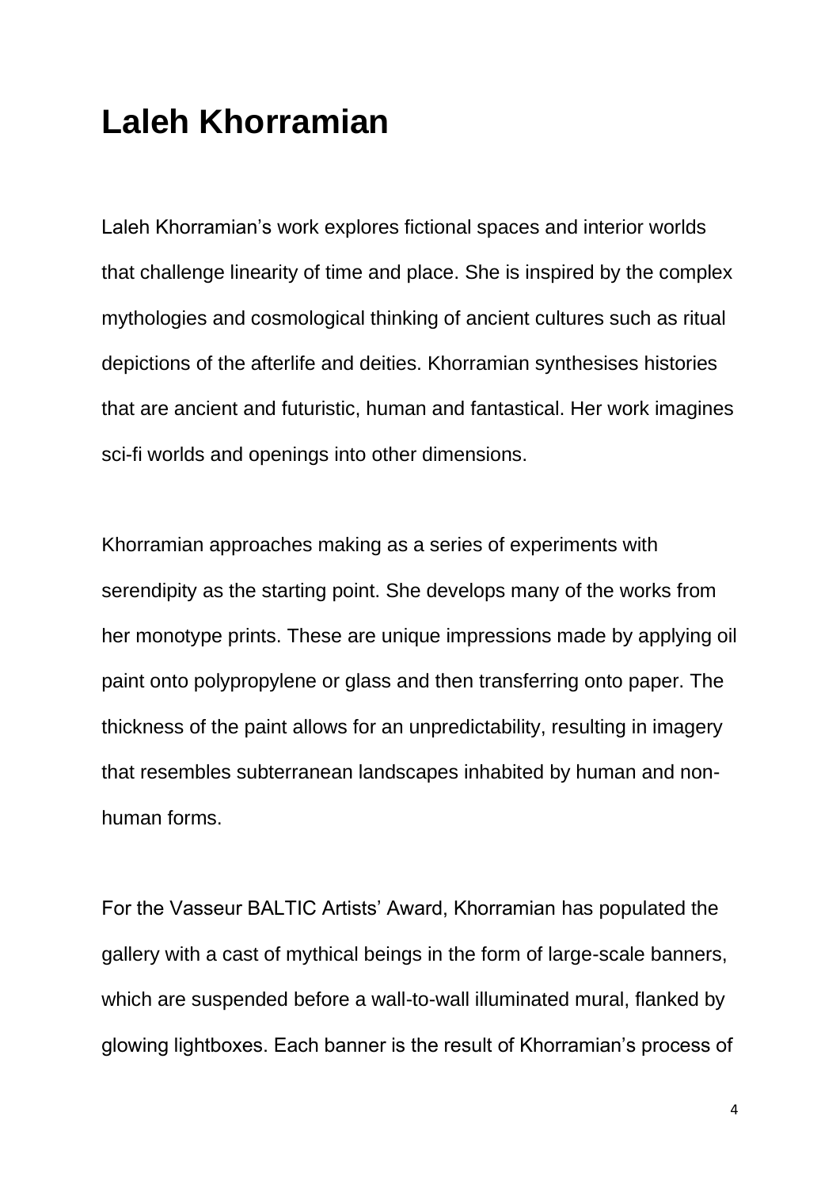# Laleh Khorramian

Laleh Khorramian's work explores fictional spaces and interior worlds that challenge linearity of time and place. She is inspired by the complex mythologies and cosmological thinking of ancient cultures such as ritual depictions of the afterlife and deities. Khorramian synthesises histories that are ancient and futuristic, human and fantastical. Her work imagines sci-fi worlds and openings into other dimensions.

Khorramian approaches making as a series of experiments with serendipity as the starting point. She develops many of the works from her monotype prints. These are unique impressions made by applying oil paint onto polypropylene or glass and then transferring onto paper. The thickness of the paint allows for an unpredictability, resulting in imagery that resembles subterranean landscapes inhabited by human and non-human forms.

For the Vasseur BALTIC Artists' Award, Khorramian has populated the gallery with a cast of mythical beings in the form of large-scale banners, which are suspended before a wall-to-wall illuminated mural, flanked by glowing lightboxes. Each banner is the result of Khorramian's process of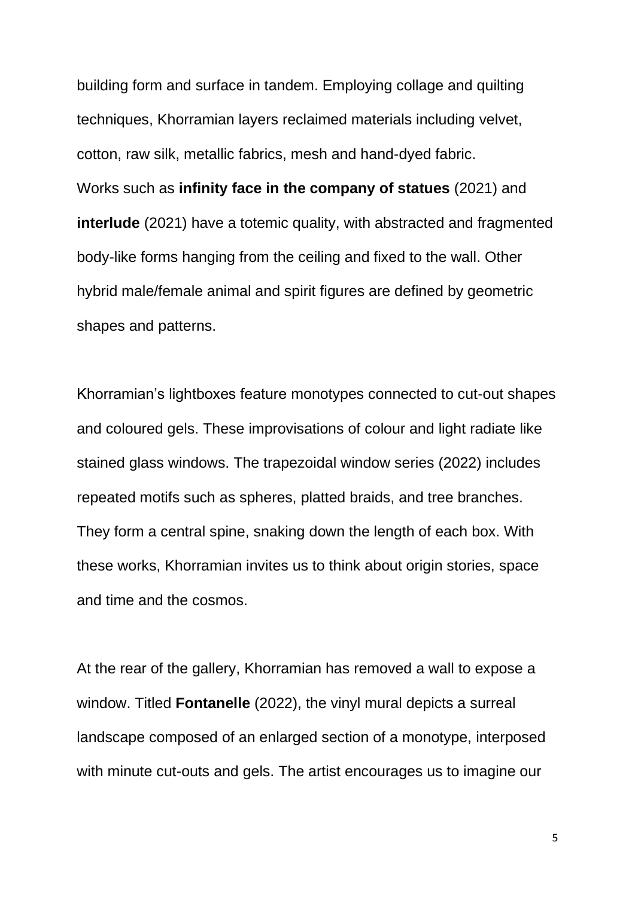building form and surface in tandem. Employing collage and quilting techniques, Khorramian layers reclaimed materials including velvet, cotton, raw silk, metallic fabrics, mesh and hand-dyed fabric. Works such as **infinity face in the company of statues** (2021) and **interlude** (2021) have a totemic quality, with abstracted and fragmented body-like forms hanging from the ceiling and fixed to the wall. Other hybrid male/female animal and spirit figures are defined by geometric shapes and patterns.

Khorramian's lightboxes feature monotypes connected to cut-out shapes and coloured gels. These improvisations of colour and light radiate like stained glass windows. The trapezoidal window series (2022) includes repeated motifs such as spheres, platted braids, and tree branches. They form a central spine, snaking down the length of each box. With these works, Khorramian invites us to think about origin stories, space and time and the cosmos.

At the rear of the gallery, Khorramian has removed a wall to expose a window. Titled **Fontanelle** (2022), the vinyl mural depicts a surreal landscape composed of an enlarged section of a monotype, interposed with minute cut-outs and gels. The artist encourages us to imagine our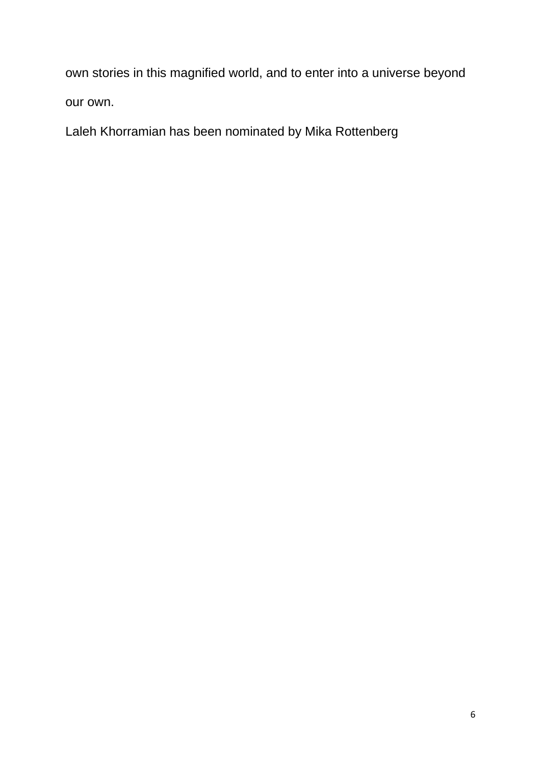own stories in this magnified world, and to enter into a universe beyond our own.

Laleh Khorramian has been nominated by Mika Rottenberg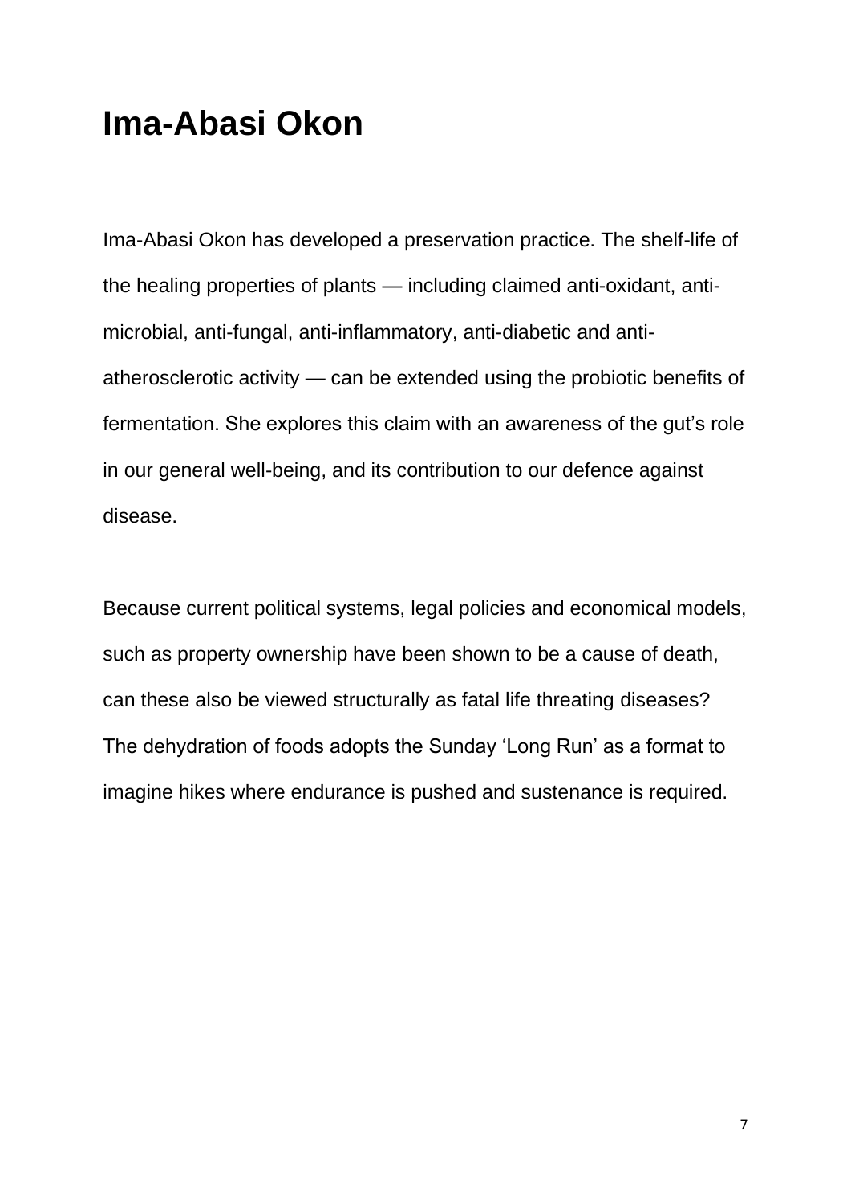# Ima-Abasi Okon

Ima-Abasi Okon has developed a preservation practice. The shelf-life of the healing properties of plants — including claimed anti-oxidant, anti-microbial, anti-fungal, anti-inflammatory, anti-diabetic and anti-atherosclerotic activity — can be extended using the probiotic benefits of fermentation. She explores this claim with an awareness of the gut's role in our general well-being, and its contribution to our defence against disease.

Because current political systems, legal policies and economical models, such as property ownership have been shown to be a cause of death, can these also be viewed structurally as fatal life threating diseases? The dehydration of foods adopts the Sunday 'Long Run' as a format to imagine hikes where endurance is pushed and sustenance is required.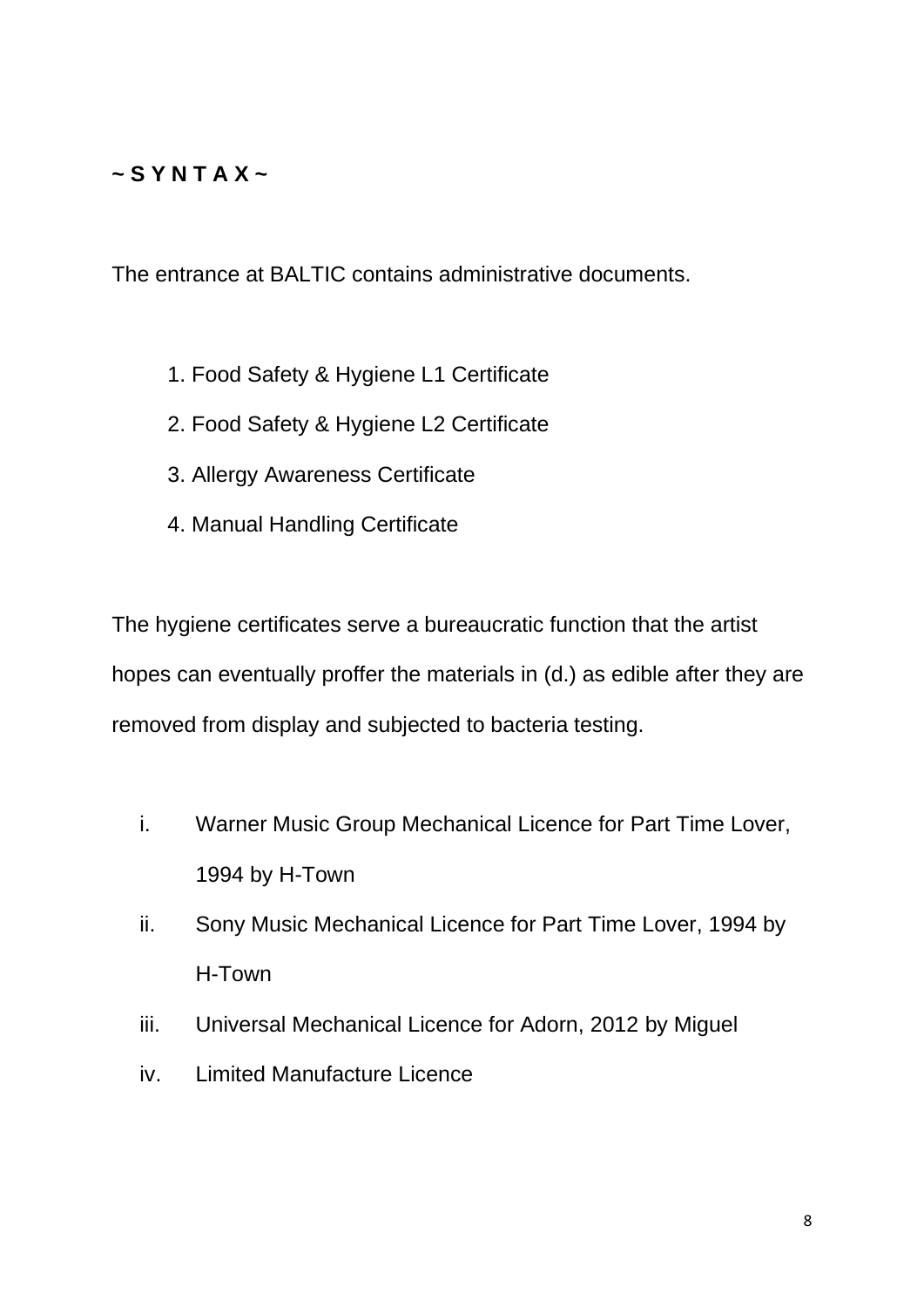**~ S Y N T A X ~**

The entrance at BALTIC contains administrative documents.

1. Food Safety & Hygiene L1 Certificate
2. Food Safety & Hygiene L2 Certificate
3. Allergy Awareness Certificate
4. Manual Handling Certificate

The hygiene certificates serve a bureaucratic function that the artist hopes can eventually proffer the materials in (d.) as edible after they are removed from display and subjected to bacteria testing.

i. Warner Music Group Mechanical Licence for Part Time Lover, 1994 by H-Town
ii. Sony Music Mechanical Licence for Part Time Lover, 1994 by H-Town
iii. Universal Mechanical Licence for Adorn, 2012 by Miguel
iv. Limited Manufacture Licence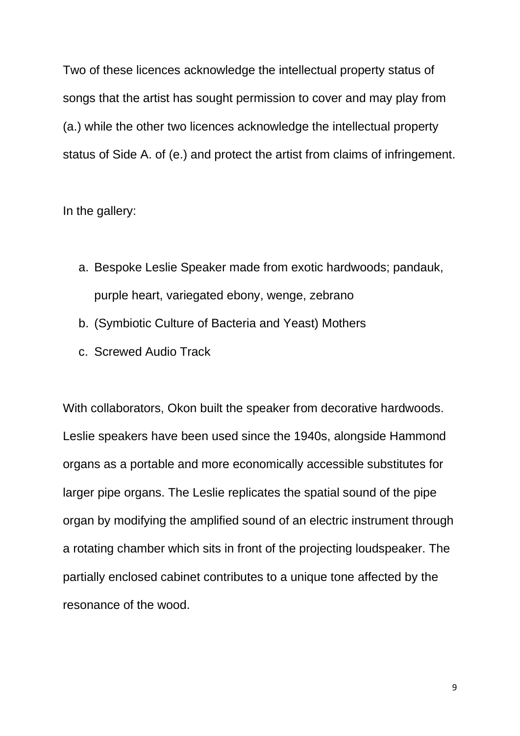Two of these licences acknowledge the intellectual property status of songs that the artist has sought permission to cover and may play from (a.) while the other two licences acknowledge the intellectual property status of Side A. of (e.) and protect the artist from claims of infringement.

In the gallery:

a. Bespoke Leslie Speaker made from exotic hardwoods; pandauk, purple heart, variegated ebony, wenge, zebrano
b. (Symbiotic Culture of Bacteria and Yeast) Mothers
c. Screwed Audio Track

With collaborators, Okon built the speaker from decorative hardwoods. Leslie speakers have been used since the 1940s, alongside Hammond organs as a portable and more economically accessible substitutes for larger pipe organs. The Leslie replicates the spatial sound of the pipe organ by modifying the amplified sound of an electric instrument through a rotating chamber which sits in front of the projecting loudspeaker. The partially enclosed cabinet contributes to a unique tone affected by the resonance of the wood.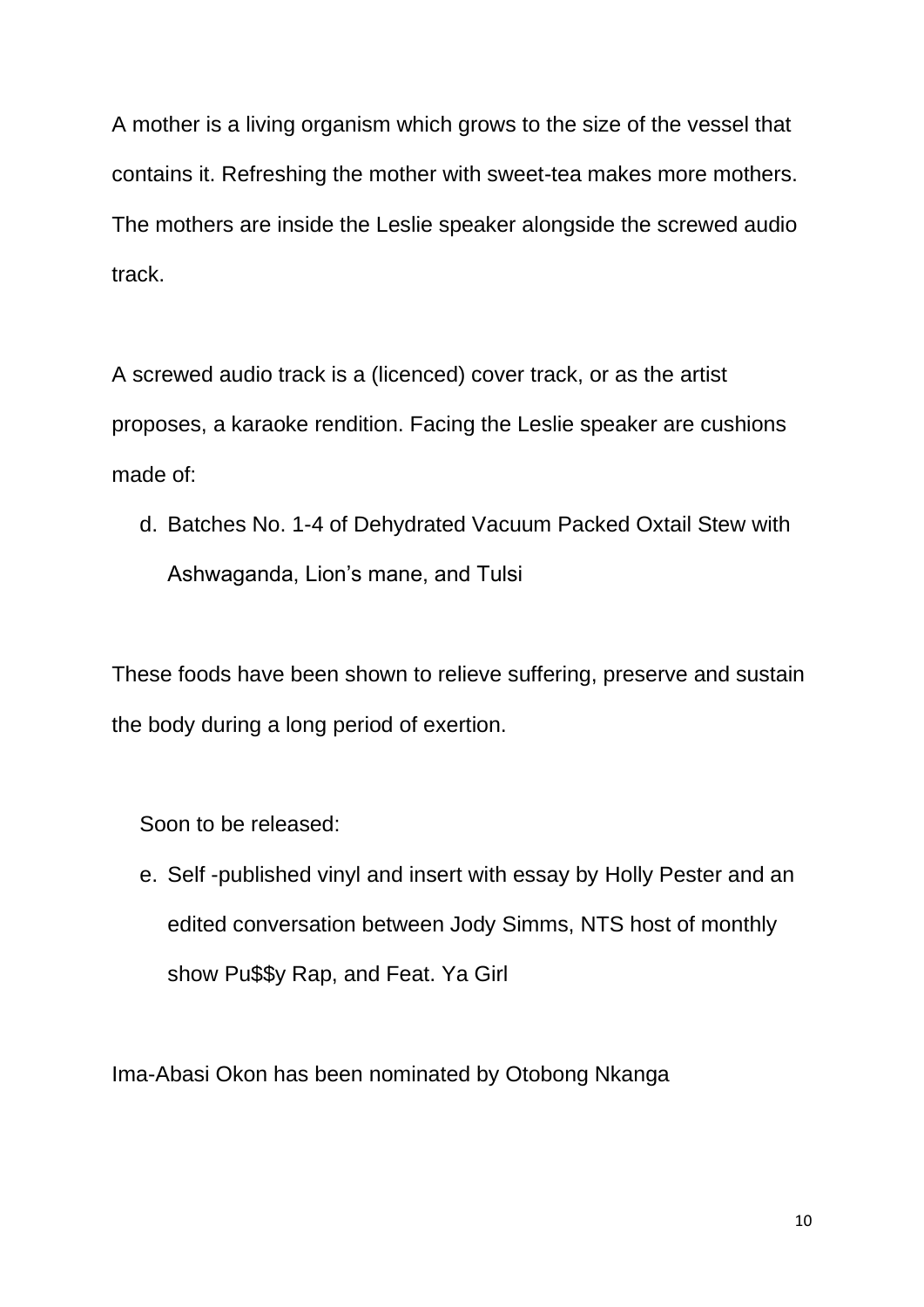A mother is a living organism which grows to the size of the vessel that contains it. Refreshing the mother with sweet-tea makes more mothers. The mothers are inside the Leslie speaker alongside the screwed audio track.

A screwed audio track is a (licenced) cover track, or as the artist proposes, a karaoke rendition. Facing the Leslie speaker are cushions made of:

d. Batches No. 1-4 of Dehydrated Vacuum Packed Oxtail Stew with Ashwaganda, Lion's mane, and Tulsi

These foods have been shown to relieve suffering, preserve and sustain the body during a long period of exertion.

Soon to be released:

e. Self -published vinyl and insert with essay by Holly Pester and an edited conversation between Jody Simms, NTS host of monthly show Pu$$y Rap, and Feat. Ya Girl

Ima-Abasi Okon has been nominated by Otobong Nkanga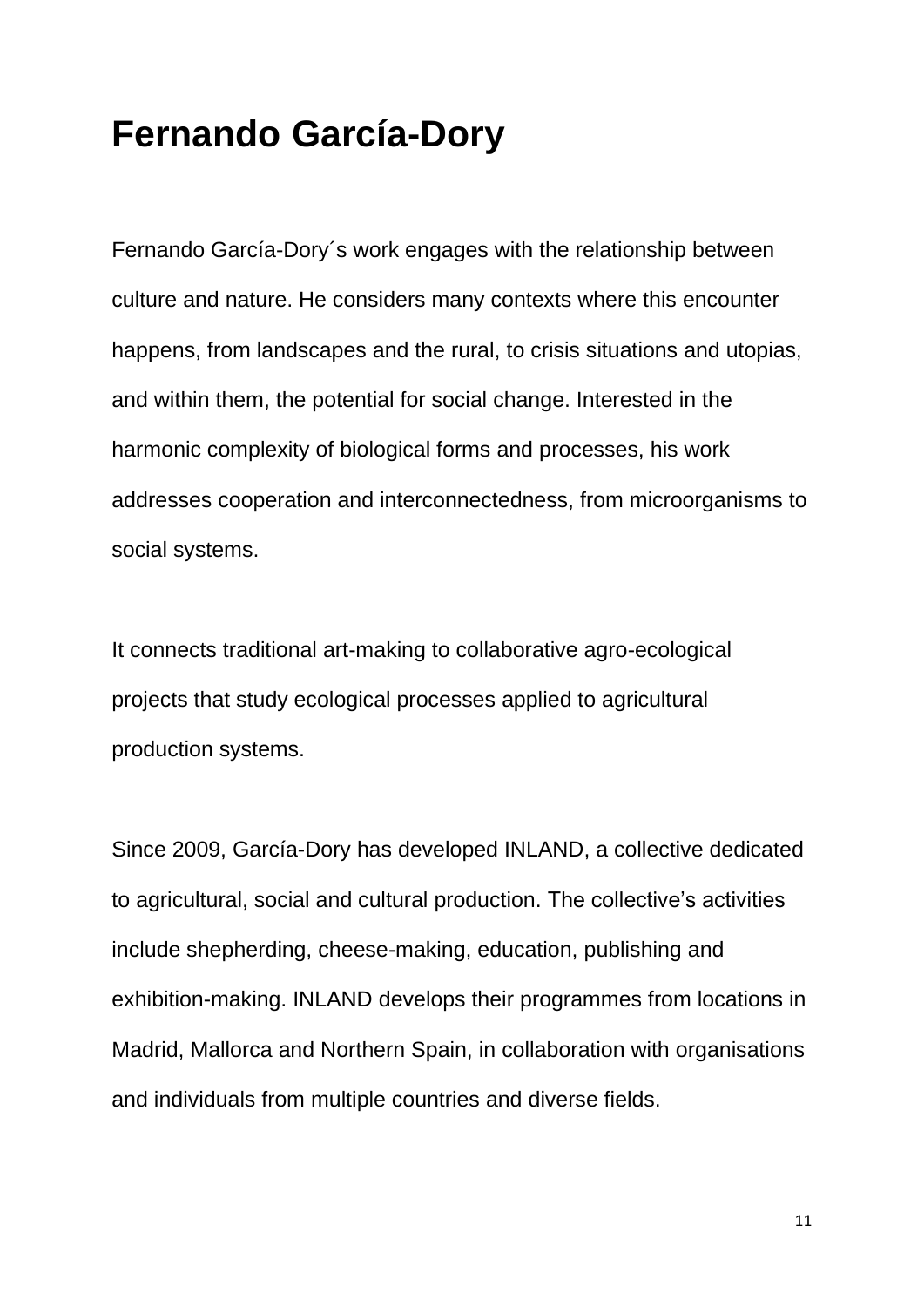# Fernando García-Dory

Fernando García-Dory´s work engages with the relationship between culture and nature. He considers many contexts where this encounter happens, from landscapes and the rural, to crisis situations and utopias, and within them, the potential for social change. Interested in the harmonic complexity of biological forms and processes, his work addresses cooperation and interconnectedness, from microorganisms to social systems.

It connects traditional art-making to collaborative agro-ecological projects that study ecological processes applied to agricultural production systems.

Since 2009, García-Dory has developed INLAND, a collective dedicated to agricultural, social and cultural production. The collective's activities include shepherding, cheese-making, education, publishing and exhibition-making. INLAND develops their programmes from locations in Madrid, Mallorca and Northern Spain, in collaboration with organisations and individuals from multiple countries and diverse fields.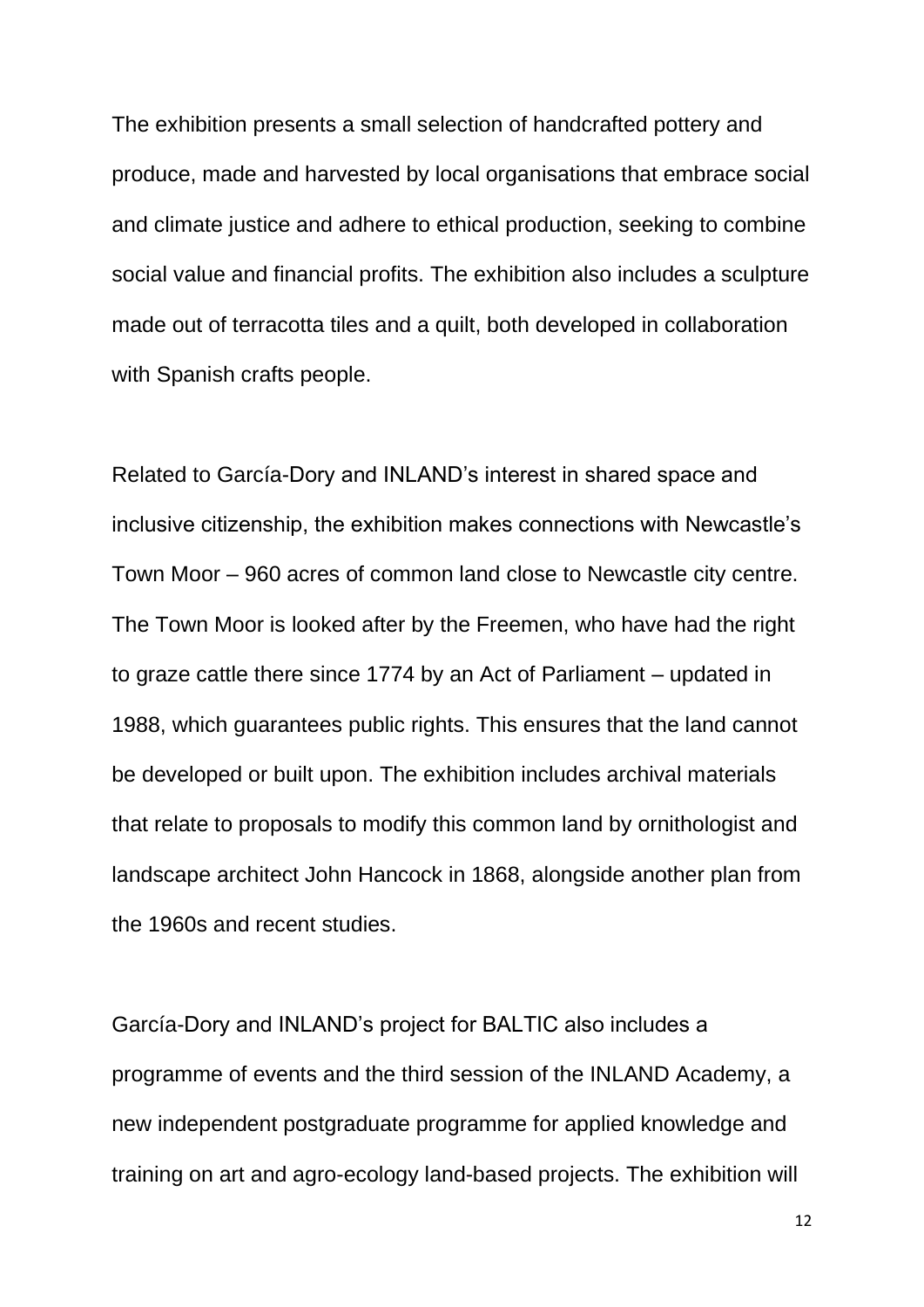The exhibition presents a small selection of handcrafted pottery and produce, made and harvested by local organisations that embrace social and climate justice and adhere to ethical production, seeking to combine social value and financial profits. The exhibition also includes a sculpture made out of terracotta tiles and a quilt, both developed in collaboration with Spanish crafts people.

Related to García-Dory and INLAND's interest in shared space and inclusive citizenship, the exhibition makes connections with Newcastle's Town Moor – 960 acres of common land close to Newcastle city centre. The Town Moor is looked after by the Freemen, who have had the right to graze cattle there since 1774 by an Act of Parliament – updated in 1988, which guarantees public rights. This ensures that the land cannot be developed or built upon. The exhibition includes archival materials that relate to proposals to modify this common land by ornithologist and landscape architect John Hancock in 1868, alongside another plan from the 1960s and recent studies.

García-Dory and INLAND's project for BALTIC also includes a programme of events and the third session of the INLAND Academy, a new independent postgraduate programme for applied knowledge and training on art and agro-ecology land-based projects. The exhibition will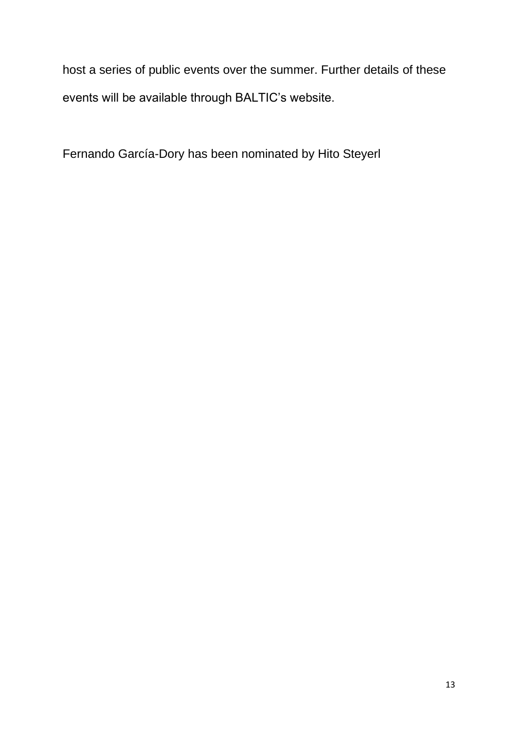host a series of public events over the summer. Further details of these events will be available through BALTIC's website.

Fernando García-Dory has been nominated by Hito Steyerl